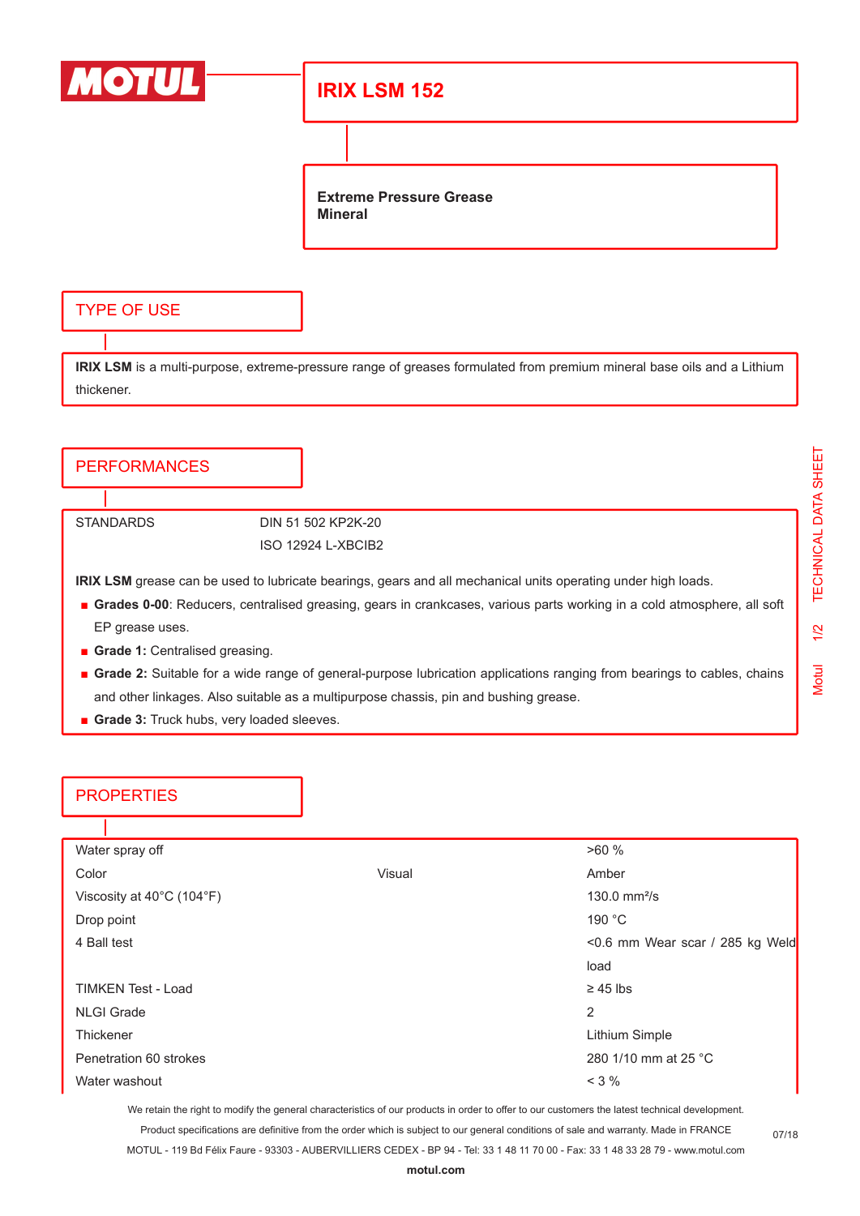# IRIX LSM 152

**Extreme Pressure Grease**
**Mineral**

## TYPE OF USE

**IRIX LSM** is a multi-purpose, extreme-pressure range of greases formulated from premium mineral base oils and a Lithium thickener.

## PERFORMANCES

| STANDARDS | DIN 51 502 KP2K-20 |
|---|---|
| | ISO 12924 L-XBCIB2 |

**IRIX LSM** grease can be used to lubricate bearings, gears and all mechanical units operating under high loads.

- **Grades 0-00**: Reducers, centralised greasing, gears in crankcases, various parts working in a cold atmosphere, all soft EP grease uses.
- **Grade 1:** Centralised greasing.
- **Grade 2:** Suitable for a wide range of general-purpose lubrication applications ranging from bearings to cables, chains and other linkages. Also suitable as a multipurpose chassis, pin and bushing grease.
- **Grade 3:** Truck hubs, very loaded sleeves.

## PROPERTIES

| Property | Method | Value |
|---|---|---|
| Water spray off | | >60 % |
| Color | Visual | Amber |
| Viscosity at 40°C (104°F) | | 130.0 mm²/s |
| Drop point | | 190 °C |
| 4 Ball test | | <0.6 mm Wear scar / 285 kg Weld load |
| TIMKEN Test - Load | | ≥ 45 lbs |
| NLGI Grade | | 2 |
| Thickener | | Lithium Simple |
| Penetration 60 strokes | | 280 1/10 mm at 25 °C |
| Water washout | | < 3 % |

We retain the right to modify the general characteristics of our products in order to offer to our customers the latest technical development.
Product specifications are definitive from the order which is subject to our general conditions of sale and warranty. Made in FRANCE
MOTUL - 119 Bd Félix Faure - 93303 - AUBERVILLIERS CEDEX - BP 94 - Tel: 33 1 48 11 70 00 - Fax: 33 1 48 33 28 79 - www.motul.com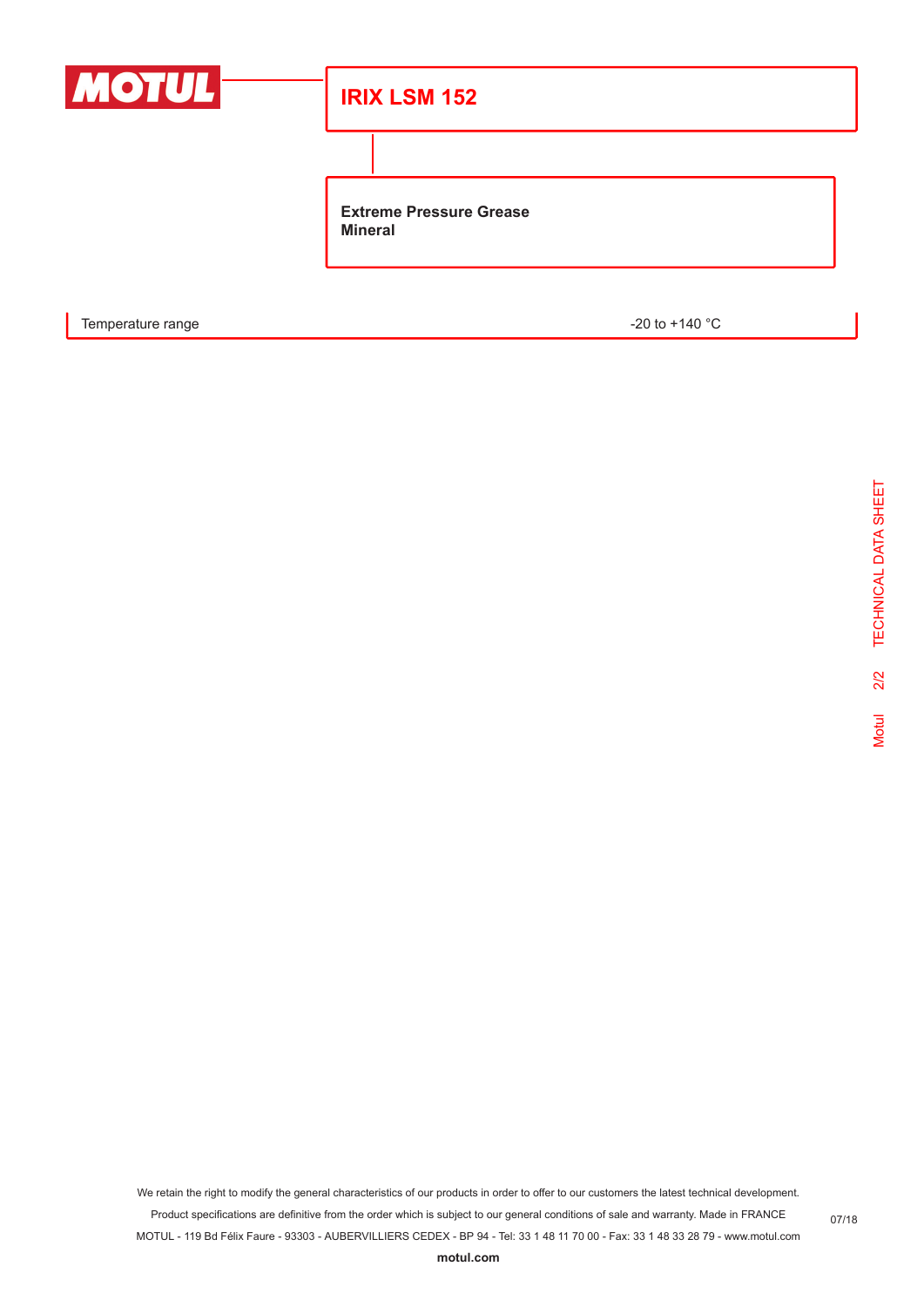# IRIX LSM 152

**Extreme Pressure Grease**
**Mineral**

| | |
|---|---|
| Temperature range | -20 to +140 °C |

We retain the right to modify the general characteristics of our products in order to offer to our customers the latest technical development.
Product specifications are definitive from the order which is subject to our general conditions of sale and warranty. Made in FRANCE
MOTUL - 119 Bd Félix Faure - 93303 - AUBERVILLIERS CEDEX - BP 94 - Tel: 33 1 48 11 70 00 - Fax: 33 1 48 33 28 79 - www.motul.com

**motul.com**

07/18